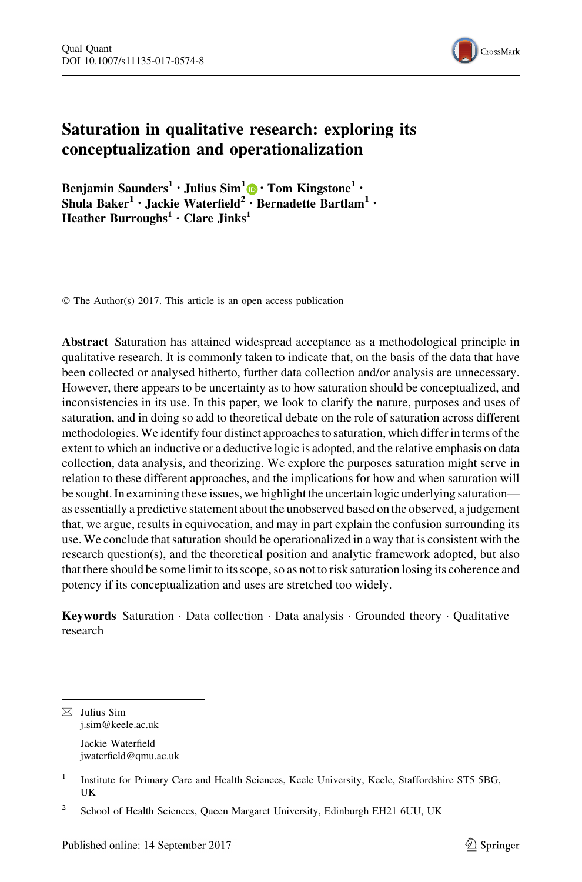# Saturation in qualitative research: exploring its conceptualization and operationalization

**Benjamin Saunders[1] · Julius Sim[1] · Tom Kingstone[1] · Shula Baker[1] · Jackie Waterfield[2] · Bernadette Bartlam[1] · Heather Burroughs[1] · Clare Jinks[1]**

© The Author(s) 2017. This article is an open access publication

**Abstract** Saturation has attained widespread acceptance as a methodological principle in qualitative research. It is commonly taken to indicate that, on the basis of the data that have been collected or analysed hitherto, further data collection and/or analysis are unnecessary. However, there appears to be uncertainty as to how saturation should be conceptualized, and inconsistencies in its use. In this paper, we look to clarify the nature, purposes and uses of saturation, and in doing so add to theoretical debate on the role of saturation across different methodologies. We identify four distinct approaches to saturation, which differ in terms of the extent to which an inductive or a deductive logic is adopted, and the relative emphasis on data collection, data analysis, and theorizing. We explore the purposes saturation might serve in relation to these different approaches, and the implications for how and when saturation will be sought. In examining these issues, we highlight the uncertain logic underlying saturation—as essentially a predictive statement about the unobserved based on the observed, a judgement that, we argue, results in equivocation, and may in part explain the confusion surrounding its use. We conclude that saturation should be operationalized in a way that is consistent with the research question(s), and the theoretical position and analytic framework adopted, but also that there should be some limit to its scope, so as not to risk saturation losing its coherence and potency if its conceptualization and uses are stretched too widely.

**Keywords** Saturation · Data collection · Data analysis · Grounded theory · Qualitative research

---

✉ Julius Sim
j.sim@keele.ac.uk

Jackie Waterfield
jwaterfield@qmu.ac.uk

[1] Institute for Primary Care and Health Sciences, Keele University, Keele, Staffordshire ST5 5BG, UK

[2] School of Health Sciences, Queen Margaret University, Edinburgh EH21 6UU, UK

Published online: 14 September 2017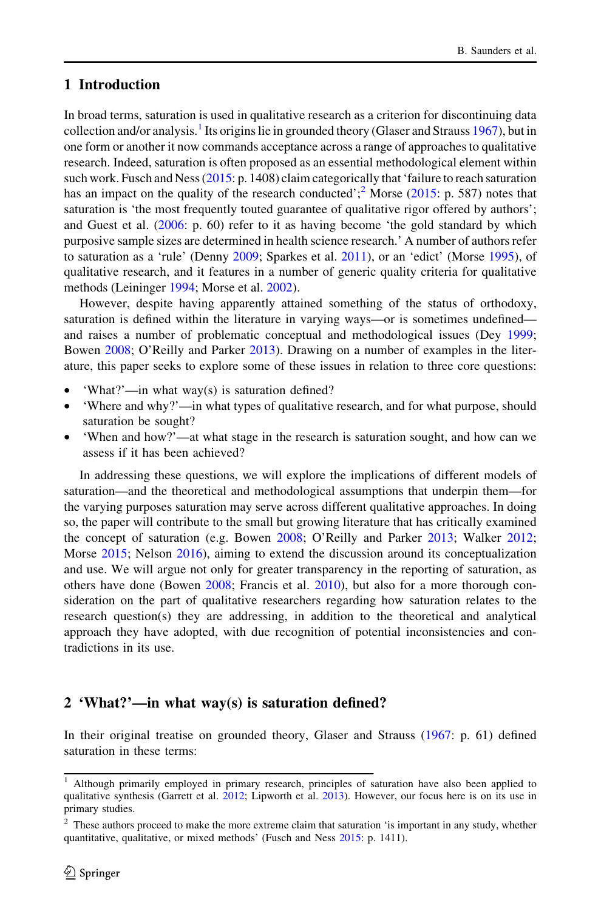## 1 Introduction

In broad terms, saturation is used in qualitative research as a criterion for discontinuing data collection and/or analysis.[1] Its origins lie in grounded theory (Glaser and Strauss 1967), but in one form or another it now commands acceptance across a range of approaches to qualitative research. Indeed, saturation is often proposed as an essential methodological element within such work. Fusch and Ness (2015: p. 1408) claim categorically that 'failure to reach saturation has an impact on the quality of the research conducted';[2] Morse (2015: p. 587) notes that saturation is 'the most frequently touted guarantee of qualitative rigor offered by authors'; and Guest et al. (2006: p. 60) refer to it as having become 'the gold standard by which purposive sample sizes are determined in health science research.' A number of authors refer to saturation as a 'rule' (Denny 2009; Sparkes et al. 2011), or an 'edict' (Morse 1995), of qualitative research, and it features in a number of generic quality criteria for qualitative methods (Leininger 1994; Morse et al. 2002).

However, despite having apparently attained something of the status of orthodoxy, saturation is defined within the literature in varying ways—or is sometimes undefined—and raises a number of problematic conceptual and methodological issues (Dey 1999; Bowen 2008; O'Reilly and Parker 2013). Drawing on a number of examples in the literature, this paper seeks to explore some of these issues in relation to three core questions:

- 'What?'—in what way(s) is saturation defined?
- 'Where and why?'—in what types of qualitative research, and for what purpose, should saturation be sought?
- 'When and how?'—at what stage in the research is saturation sought, and how can we assess if it has been achieved?

In addressing these questions, we will explore the implications of different models of saturation—and the theoretical and methodological assumptions that underpin them—for the varying purposes saturation may serve across different qualitative approaches. In doing so, the paper will contribute to the small but growing literature that has critically examined the concept of saturation (e.g. Bowen 2008; O'Reilly and Parker 2013; Walker 2012; Morse 2015; Nelson 2016), aiming to extend the discussion around its conceptualization and use. We will argue not only for greater transparency in the reporting of saturation, as others have done (Bowen 2008; Francis et al. 2010), but also for a more thorough consideration on the part of qualitative researchers regarding how saturation relates to the research question(s) they are addressing, in addition to the theoretical and analytical approach they have adopted, with due recognition of potential inconsistencies and contradictions in its use.

## 2 'What?'—in what way(s) is saturation defined?

In their original treatise on grounded theory, Glaser and Strauss (1967: p. 61) defined saturation in these terms:

---

[1] Although primarily employed in primary research, principles of saturation have also been applied to qualitative synthesis (Garrett et al. 2012; Lipworth et al. 2013). However, our focus here is on its use in primary studies.

[2] These authors proceed to make the more extreme claim that saturation 'is important in any study, whether quantitative, qualitative, or mixed methods' (Fusch and Ness 2015: p. 1411).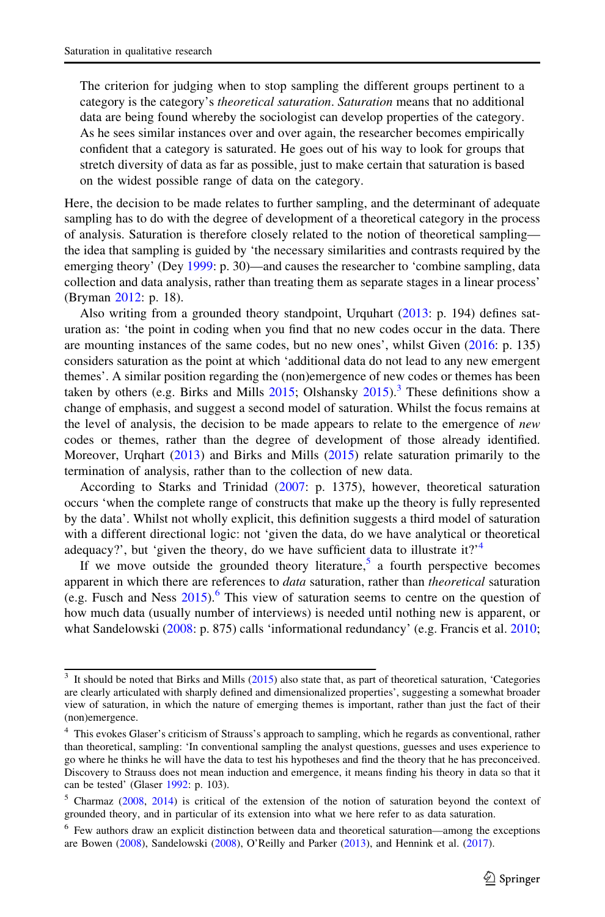> The criterion for judging when to stop sampling the different groups pertinent to a category is the category's *theoretical saturation*. *Saturation* means that no additional data are being found whereby the sociologist can develop properties of the category. As he sees similar instances over and over again, the researcher becomes empirically confident that a category is saturated. He goes out of his way to look for groups that stretch diversity of data as far as possible, just to make certain that saturation is based on the widest possible range of data on the category.

Here, the decision to be made relates to further sampling, and the determinant of adequate sampling has to do with the degree of development of a theoretical category in the process of analysis. Saturation is therefore closely related to the notion of theoretical sampling—the idea that sampling is guided by 'the necessary similarities and contrasts required by the emerging theory' (Dey 1999: p. 30)—and causes the researcher to 'combine sampling, data collection and data analysis, rather than treating them as separate stages in a linear process' (Bryman 2012: p. 18).

Also writing from a grounded theory standpoint, Urquhart (2013: p. 194) defines saturation as: 'the point in coding when you find that no new codes occur in the data. There are mounting instances of the same codes, but no new ones', whilst Given (2016: p. 135) considers saturation as the point at which 'additional data do not lead to any new emergent themes'. A similar position regarding the (non)emergence of new codes or themes has been taken by others (e.g. Birks and Mills 2015; Olshansky 2015).[3] These definitions show a change of emphasis, and suggest a second model of saturation. Whilst the focus remains at the level of analysis, the decision to be made appears to relate to the emergence of *new* codes or themes, rather than the degree of development of those already identified. Moreover, Urqhart (2013) and Birks and Mills (2015) relate saturation primarily to the termination of analysis, rather than to the collection of new data.

According to Starks and Trinidad (2007: p. 1375), however, theoretical saturation occurs 'when the complete range of constructs that make up the theory is fully represented by the data'. Whilst not wholly explicit, this definition suggests a third model of saturation with a different directional logic: not 'given the data, do we have analytical or theoretical adequacy?', but 'given the theory, do we have sufficient data to illustrate it?'[4]

If we move outside the grounded theory literature,[5] a fourth perspective becomes apparent in which there are references to *data* saturation, rather than *theoretical* saturation (e.g. Fusch and Ness 2015).[6] This view of saturation seems to centre on the question of how much data (usually number of interviews) is needed until nothing new is apparent, or what Sandelowski (2008: p. 875) calls 'informational redundancy' (e.g. Francis et al. 2010;

---

[3] It should be noted that Birks and Mills (2015) also state that, as part of theoretical saturation, 'Categories are clearly articulated with sharply defined and dimensionalized properties', suggesting a somewhat broader view of saturation, in which the nature of emerging themes is important, rather than just the fact of their (non)emergence.

[4] This evokes Glaser's criticism of Strauss's approach to sampling, which he regards as conventional, rather than theoretical, sampling: 'In conventional sampling the analyst questions, guesses and uses experience to go where he thinks he will have the data to test his hypotheses and find the theory that he has preconceived. Discovery to Strauss does not mean induction and emergence, it means finding his theory in data so that it can be tested' (Glaser 1992: p. 103).

[5] Charmaz (2008, 2014) is critical of the extension of the notion of saturation beyond the context of grounded theory, and in particular of its extension into what we here refer to as data saturation.

[6] Few authors draw an explicit distinction between data and theoretical saturation—among the exceptions are Bowen (2008), Sandelowski (2008), O'Reilly and Parker (2013), and Hennink et al. (2017).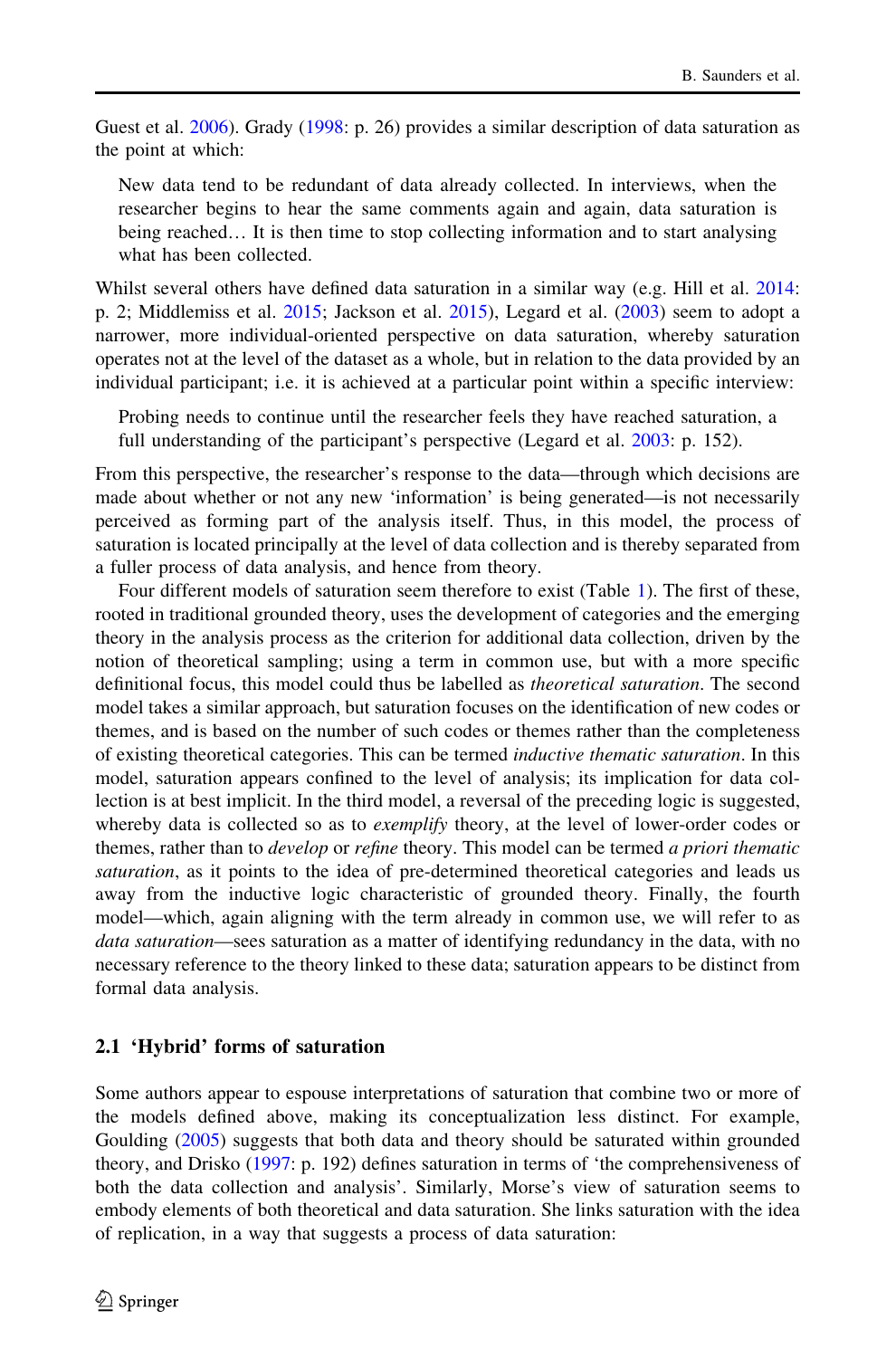Guest et al. 2006). Grady (1998: p. 26) provides a similar description of data saturation as the point at which:

> New data tend to be redundant of data already collected. In interviews, when the researcher begins to hear the same comments again and again, data saturation is being reached… It is then time to stop collecting information and to start analysing what has been collected.

Whilst several others have defined data saturation in a similar way (e.g. Hill et al. 2014: p. 2; Middlemiss et al. 2015; Jackson et al. 2015), Legard et al. (2003) seem to adopt a narrower, more individual-oriented perspective on data saturation, whereby saturation operates not at the level of the dataset as a whole, but in relation to the data provided by an individual participant; i.e. it is achieved at a particular point within a specific interview:

> Probing needs to continue until the researcher feels they have reached saturation, a full understanding of the participant's perspective (Legard et al. 2003: p. 152).

From this perspective, the researcher's response to the data—through which decisions are made about whether or not any new 'information' is being generated—is not necessarily perceived as forming part of the analysis itself. Thus, in this model, the process of saturation is located principally at the level of data collection and is thereby separated from a fuller process of data analysis, and hence from theory.

Four different models of saturation seem therefore to exist (Table 1). The first of these, rooted in traditional grounded theory, uses the development of categories and the emerging theory in the analysis process as the criterion for additional data collection, driven by the notion of theoretical sampling; using a term in common use, but with a more specific definitional focus, this model could thus be labelled as *theoretical saturation*. The second model takes a similar approach, but saturation focuses on the identification of new codes or themes, and is based on the number of such codes or themes rather than the completeness of existing theoretical categories. This can be termed *inductive thematic saturation*. In this model, saturation appears confined to the level of analysis; its implication for data collection is at best implicit. In the third model, a reversal of the preceding logic is suggested, whereby data is collected so as to *exemplify* theory, at the level of lower-order codes or themes, rather than to *develop* or *refine* theory. This model can be termed *a priori thematic saturation*, as it points to the idea of pre-determined theoretical categories and leads us away from the inductive logic characteristic of grounded theory. Finally, the fourth model—which, again aligning with the term already in common use, we will refer to as *data saturation*—sees saturation as a matter of identifying redundancy in the data, with no necessary reference to the theory linked to these data; saturation appears to be distinct from formal data analysis.

### 2.1 'Hybrid' forms of saturation

Some authors appear to espouse interpretations of saturation that combine two or more of the models defined above, making its conceptualization less distinct. For example, Goulding (2005) suggests that both data and theory should be saturated within grounded theory, and Drisko (1997: p. 192) defines saturation in terms of 'the comprehensiveness of both the data collection and analysis'. Similarly, Morse's view of saturation seems to embody elements of both theoretical and data saturation. She links saturation with the idea of replication, in a way that suggests a process of data saturation: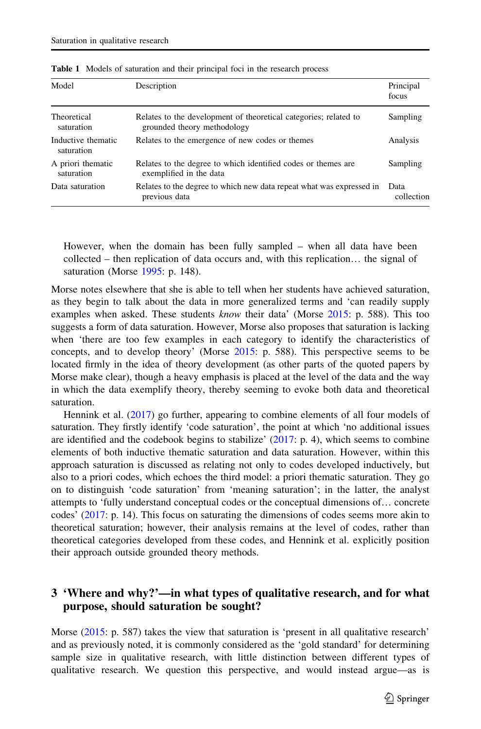**Table 1** Models of saturation and their principal foci in the research process

| Model | Description | Principal focus |
|---|---|---|
| Theoretical saturation | Relates to the development of theoretical categories; related to grounded theory methodology | Sampling |
| Inductive thematic saturation | Relates to the emergence of new codes or themes | Analysis |
| A priori thematic saturation | Relates to the degree to which identified codes or themes are exemplified in the data | Sampling |
| Data saturation | Relates to the degree to which new data repeat what was expressed in previous data | Data collection |

> However, when the domain has been fully sampled – when all data have been collected – then replication of data occurs and, with this replication… the signal of saturation (Morse 1995: p. 148).

Morse notes elsewhere that she is able to tell when her students have achieved saturation, as they begin to talk about the data in more generalized terms and 'can readily supply examples when asked. These students *know* their data' (Morse 2015: p. 588). This too suggests a form of data saturation. However, Morse also proposes that saturation is lacking when 'there are too few examples in each category to identify the characteristics of concepts, and to develop theory' (Morse 2015: p. 588). This perspective seems to be located firmly in the idea of theory development (as other parts of the quoted papers by Morse make clear), though a heavy emphasis is placed at the level of the data and the way in which the data exemplify theory, thereby seeming to evoke both data and theoretical saturation.

Hennink et al. (2017) go further, appearing to combine elements of all four models of saturation. They firstly identify 'code saturation', the point at which 'no additional issues are identified and the codebook begins to stabilize' (2017: p. 4), which seems to combine elements of both inductive thematic saturation and data saturation. However, within this approach saturation is discussed as relating not only to codes developed inductively, but also to a priori codes, which echoes the third model: a priori thematic saturation. They go on to distinguish 'code saturation' from 'meaning saturation'; in the latter, the analyst attempts to 'fully understand conceptual codes or the conceptual dimensions of… concrete codes' (2017: p. 14). This focus on saturating the dimensions of codes seems more akin to theoretical saturation; however, their analysis remains at the level of codes, rather than theoretical categories developed from these codes, and Hennink et al. explicitly position their approach outside grounded theory methods.

## 3 'Where and why?'—in what types of qualitative research, and for what purpose, should saturation be sought?

Morse (2015: p. 587) takes the view that saturation is 'present in all qualitative research' and as previously noted, it is commonly considered as the 'gold standard' for determining sample size in qualitative research, with little distinction between different types of qualitative research. We question this perspective, and would instead argue—as is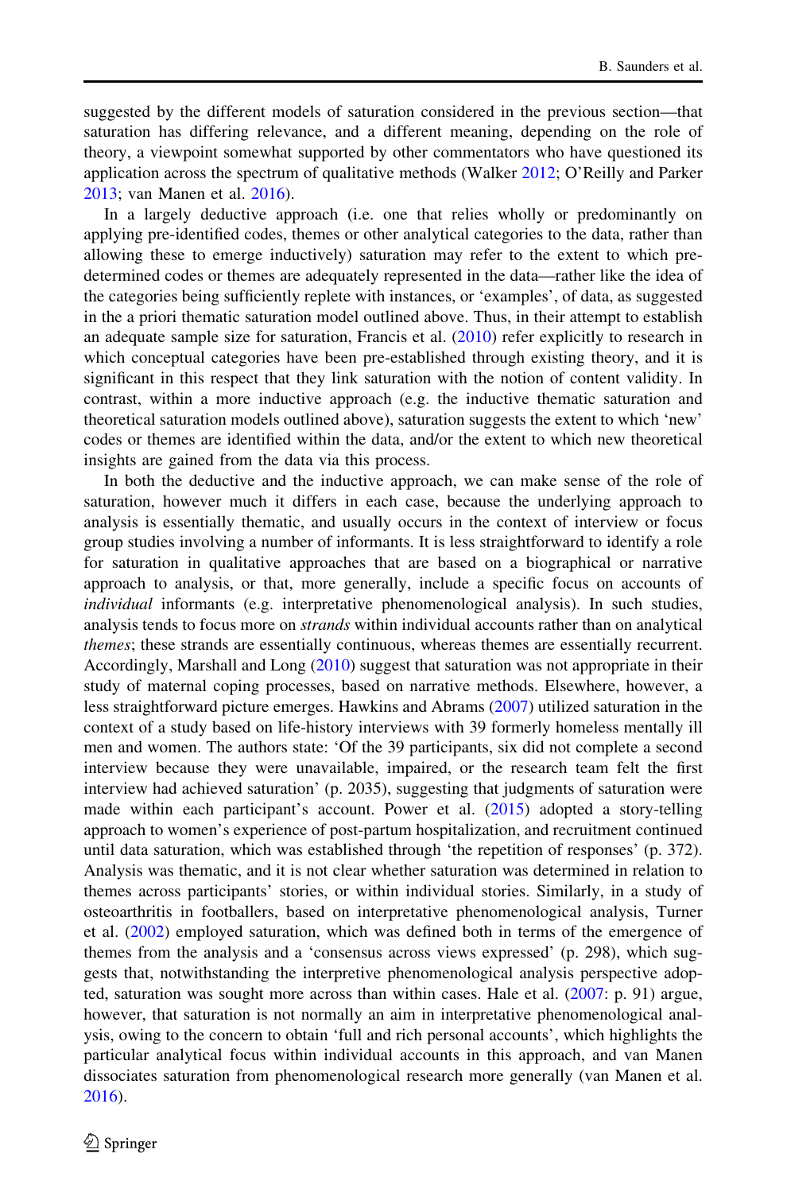suggested by the different models of saturation considered in the previous section—that saturation has differing relevance, and a different meaning, depending on the role of theory, a viewpoint somewhat supported by other commentators who have questioned its application across the spectrum of qualitative methods (Walker 2012; O'Reilly and Parker 2013; van Manen et al. 2016).

In a largely deductive approach (i.e. one that relies wholly or predominantly on applying pre-identified codes, themes or other analytical categories to the data, rather than allowing these to emerge inductively) saturation may refer to the extent to which pre-determined codes or themes are adequately represented in the data—rather like the idea of the categories being sufficiently replete with instances, or 'examples', of data, as suggested in the a priori thematic saturation model outlined above. Thus, in their attempt to establish an adequate sample size for saturation, Francis et al. (2010) refer explicitly to research in which conceptual categories have been pre-established through existing theory, and it is significant in this respect that they link saturation with the notion of content validity. In contrast, within a more inductive approach (e.g. the inductive thematic saturation and theoretical saturation models outlined above), saturation suggests the extent to which 'new' codes or themes are identified within the data, and/or the extent to which new theoretical insights are gained from the data via this process.

In both the deductive and the inductive approach, we can make sense of the role of saturation, however much it differs in each case, because the underlying approach to analysis is essentially thematic, and usually occurs in the context of interview or focus group studies involving a number of informants. It is less straightforward to identify a role for saturation in qualitative approaches that are based on a biographical or narrative approach to analysis, or that, more generally, include a specific focus on accounts of *individual* informants (e.g. interpretative phenomenological analysis). In such studies, analysis tends to focus more on *strands* within individual accounts rather than on analytical *themes*; these strands are essentially continuous, whereas themes are essentially recurrent. Accordingly, Marshall and Long (2010) suggest that saturation was not appropriate in their study of maternal coping processes, based on narrative methods. Elsewhere, however, a less straightforward picture emerges. Hawkins and Abrams (2007) utilized saturation in the context of a study based on life-history interviews with 39 formerly homeless mentally ill men and women. The authors state: 'Of the 39 participants, six did not complete a second interview because they were unavailable, impaired, or the research team felt the first interview had achieved saturation' (p. 2035), suggesting that judgments of saturation were made within each participant's account. Power et al. (2015) adopted a story-telling approach to women's experience of post-partum hospitalization, and recruitment continued until data saturation, which was established through 'the repetition of responses' (p. 372). Analysis was thematic, and it is not clear whether saturation was determined in relation to themes across participants' stories, or within individual stories. Similarly, in a study of osteoarthritis in footballers, based on interpretative phenomenological analysis, Turner et al. (2002) employed saturation, which was defined both in terms of the emergence of themes from the analysis and a 'consensus across views expressed' (p. 298), which suggests that, notwithstanding the interpretive phenomenological analysis perspective adopted, saturation was sought more across than within cases. Hale et al. (2007: p. 91) argue, however, that saturation is not normally an aim in interpretative phenomenological analysis, owing to the concern to obtain 'full and rich personal accounts', which highlights the particular analytical focus within individual accounts in this approach, and van Manen dissociates saturation from phenomenological research more generally (van Manen et al. 2016).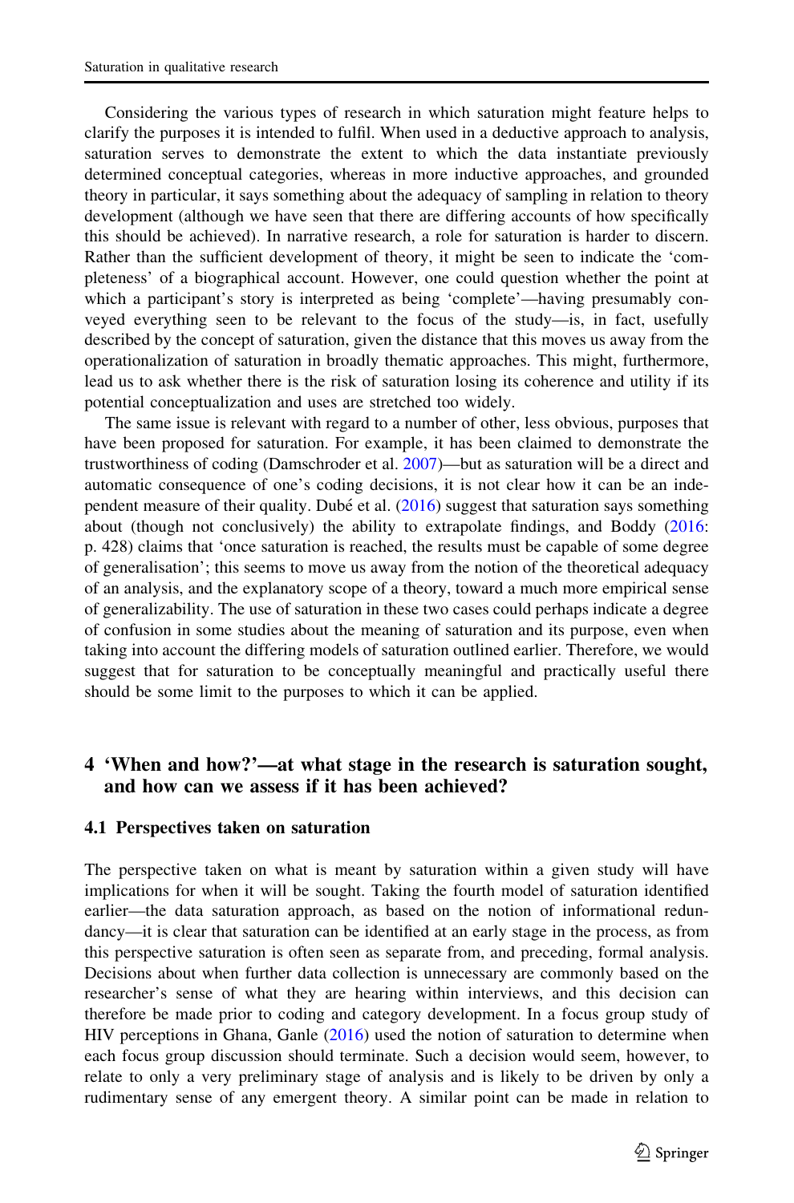Considering the various types of research in which saturation might feature helps to clarify the purposes it is intended to fulfil. When used in a deductive approach to analysis, saturation serves to demonstrate the extent to which the data instantiate previously determined conceptual categories, whereas in more inductive approaches, and grounded theory in particular, it says something about the adequacy of sampling in relation to theory development (although we have seen that there are differing accounts of how specifically this should be achieved). In narrative research, a role for saturation is harder to discern. Rather than the sufficient development of theory, it might be seen to indicate the 'completeness' of a biographical account. However, one could question whether the point at which a participant's story is interpreted as being 'complete'—having presumably conveyed everything seen to be relevant to the focus of the study—is, in fact, usefully described by the concept of saturation, given the distance that this moves us away from the operationalization of saturation in broadly thematic approaches. This might, furthermore, lead us to ask whether there is the risk of saturation losing its coherence and utility if its potential conceptualization and uses are stretched too widely.

The same issue is relevant with regard to a number of other, less obvious, purposes that have been proposed for saturation. For example, it has been claimed to demonstrate the trustworthiness of coding (Damschroder et al. 2007)—but as saturation will be a direct and automatic consequence of one's coding decisions, it is not clear how it can be an independent measure of their quality. Dubé et al. (2016) suggest that saturation says something about (though not conclusively) the ability to extrapolate findings, and Boddy (2016: p. 428) claims that 'once saturation is reached, the results must be capable of some degree of generalisation'; this seems to move us away from the notion of the theoretical adequacy of an analysis, and the explanatory scope of a theory, toward a much more empirical sense of generalizability. The use of saturation in these two cases could perhaps indicate a degree of confusion in some studies about the meaning of saturation and its purpose, even when taking into account the differing models of saturation outlined earlier. Therefore, we would suggest that for saturation to be conceptually meaningful and practically useful there should be some limit to the purposes to which it can be applied.

## 4 'When and how?'—at what stage in the research is saturation sought, and how can we assess if it has been achieved?

### 4.1 Perspectives taken on saturation

The perspective taken on what is meant by saturation within a given study will have implications for when it will be sought. Taking the fourth model of saturation identified earlier—the data saturation approach, as based on the notion of informational redundancy—it is clear that saturation can be identified at an early stage in the process, as from this perspective saturation is often seen as separate from, and preceding, formal analysis. Decisions about when further data collection is unnecessary are commonly based on the researcher's sense of what they are hearing within interviews, and this decision can therefore be made prior to coding and category development. In a focus group study of HIV perceptions in Ghana, Ganle (2016) used the notion of saturation to determine when each focus group discussion should terminate. Such a decision would seem, however, to relate to only a very preliminary stage of analysis and is likely to be driven by only a rudimentary sense of any emergent theory. A similar point can be made in relation to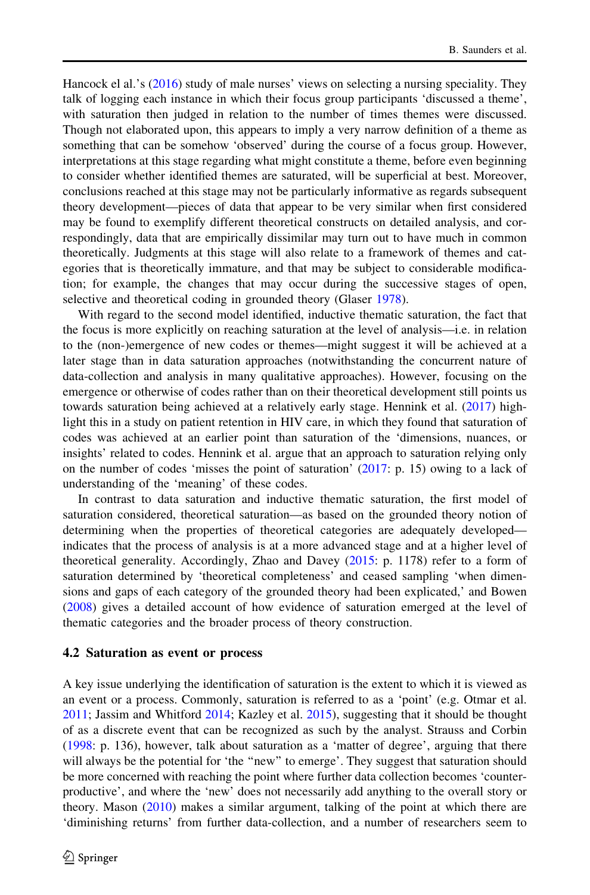Hancock el al.'s (2016) study of male nurses' views on selecting a nursing speciality. They talk of logging each instance in which their focus group participants 'discussed a theme', with saturation then judged in relation to the number of times themes were discussed. Though not elaborated upon, this appears to imply a very narrow definition of a theme as something that can be somehow 'observed' during the course of a focus group. However, interpretations at this stage regarding what might constitute a theme, before even beginning to consider whether identified themes are saturated, will be superficial at best. Moreover, conclusions reached at this stage may not be particularly informative as regards subsequent theory development—pieces of data that appear to be very similar when first considered may be found to exemplify different theoretical constructs on detailed analysis, and correspondingly, data that are empirically dissimilar may turn out to have much in common theoretically. Judgments at this stage will also relate to a framework of themes and categories that is theoretically immature, and that may be subject to considerable modification; for example, the changes that may occur during the successive stages of open, selective and theoretical coding in grounded theory (Glaser 1978).

With regard to the second model identified, inductive thematic saturation, the fact that the focus is more explicitly on reaching saturation at the level of analysis—i.e. in relation to the (non-)emergence of new codes or themes—might suggest it will be achieved at a later stage than in data saturation approaches (notwithstanding the concurrent nature of data-collection and analysis in many qualitative approaches). However, focusing on the emergence or otherwise of codes rather than on their theoretical development still points us towards saturation being achieved at a relatively early stage. Hennink et al. (2017) highlight this in a study on patient retention in HIV care, in which they found that saturation of codes was achieved at an earlier point than saturation of the 'dimensions, nuances, or insights' related to codes. Hennink et al. argue that an approach to saturation relying only on the number of codes 'misses the point of saturation' (2017: p. 15) owing to a lack of understanding of the 'meaning' of these codes.

In contrast to data saturation and inductive thematic saturation, the first model of saturation considered, theoretical saturation—as based on the grounded theory notion of determining when the properties of theoretical categories are adequately developed—indicates that the process of analysis is at a more advanced stage and at a higher level of theoretical generality. Accordingly, Zhao and Davey (2015: p. 1178) refer to a form of saturation determined by 'theoretical completeness' and ceased sampling 'when dimensions and gaps of each category of the grounded theory had been explicated,' and Bowen (2008) gives a detailed account of how evidence of saturation emerged at the level of thematic categories and the broader process of theory construction.

### 4.2 Saturation as event or process

A key issue underlying the identification of saturation is the extent to which it is viewed as an event or a process. Commonly, saturation is referred to as a 'point' (e.g. Otmar et al. 2011; Jassim and Whitford 2014; Kazley et al. 2015), suggesting that it should be thought of as a discrete event that can be recognized as such by the analyst. Strauss and Corbin (1998: p. 136), however, talk about saturation as a 'matter of degree', arguing that there will always be the potential for 'the "new" to emerge'. They suggest that saturation should be more concerned with reaching the point where further data collection becomes 'counter-productive', and where the 'new' does not necessarily add anything to the overall story or theory. Mason (2010) makes a similar argument, talking of the point at which there are 'diminishing returns' from further data-collection, and a number of researchers seem to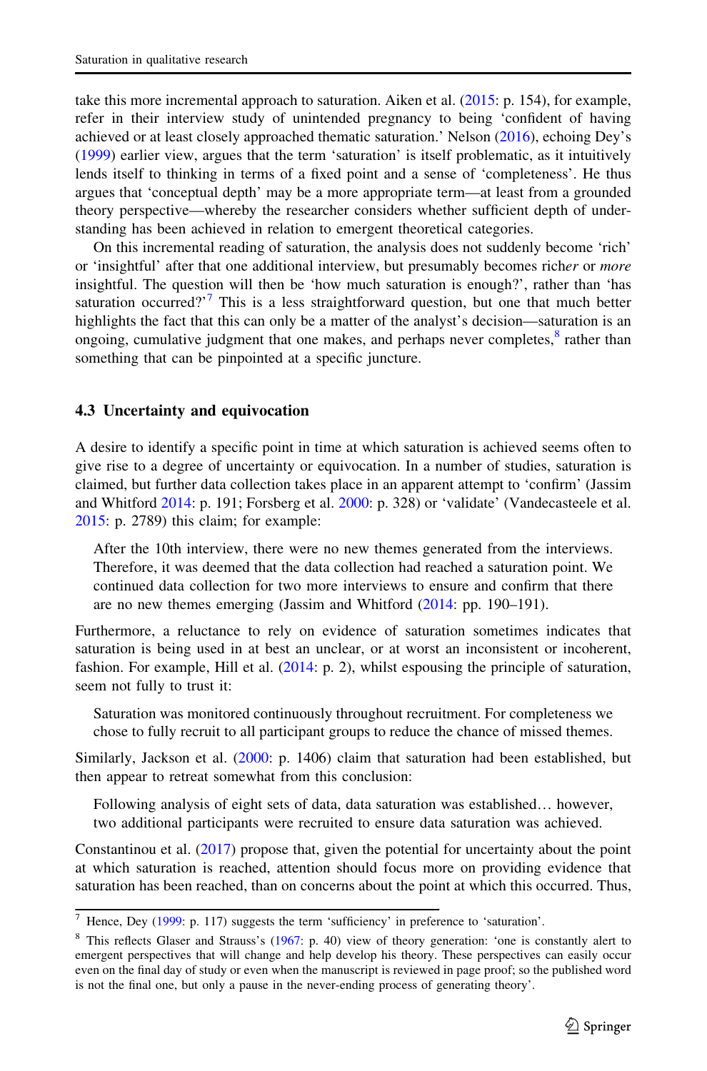take this more incremental approach to saturation. Aiken et al. (2015: p. 154), for example, refer in their interview study of unintended pregnancy to being 'confident of having achieved or at least closely approached thematic saturation.' Nelson (2016), echoing Dey's (1999) earlier view, argues that the term 'saturation' is itself problematic, as it intuitively lends itself to thinking in terms of a fixed point and a sense of 'completeness'. He thus argues that 'conceptual depth' may be a more appropriate term—at least from a grounded theory perspective—whereby the researcher considers whether sufficient depth of understanding has been achieved in relation to emergent theoretical categories.

On this incremental reading of saturation, the analysis does not suddenly become 'rich' or 'insightful' after that one additional interview, but presumably becomes rich*er* or *more* insightful. The question will then be 'how much saturation is enough?', rather than 'has saturation occurred?'[7] This is a less straightforward question, but one that much better highlights the fact that this can only be a matter of the analyst's decision—saturation is an ongoing, cumulative judgment that one makes, and perhaps never completes,[8] rather than something that can be pinpointed at a specific juncture.

### 4.3 Uncertainty and equivocation

A desire to identify a specific point in time at which saturation is achieved seems often to give rise to a degree of uncertainty or equivocation. In a number of studies, saturation is claimed, but further data collection takes place in an apparent attempt to 'confirm' (Jassim and Whitford 2014: p. 191; Forsberg et al. 2000: p. 328) or 'validate' (Vandecasteele et al. 2015: p. 2789) this claim; for example:

> After the 10th interview, there were no new themes generated from the interviews. Therefore, it was deemed that the data collection had reached a saturation point. We continued data collection for two more interviews to ensure and confirm that there are no new themes emerging (Jassim and Whitford (2014: pp. 190–191).

Furthermore, a reluctance to rely on evidence of saturation sometimes indicates that saturation is being used in at best an unclear, or at worst an inconsistent or incoherent, fashion. For example, Hill et al. (2014: p. 2), whilst espousing the principle of saturation, seem not fully to trust it:

> Saturation was monitored continuously throughout recruitment. For completeness we chose to fully recruit to all participant groups to reduce the chance of missed themes.

Similarly, Jackson et al. (2000: p. 1406) claim that saturation had been established, but then appear to retreat somewhat from this conclusion:

> Following analysis of eight sets of data, data saturation was established… however, two additional participants were recruited to ensure data saturation was achieved.

Constantinou et al. (2017) propose that, given the potential for uncertainty about the point at which saturation is reached, attention should focus more on providing evidence that saturation has been reached, than on concerns about the point at which this occurred. Thus,

---

[7] Hence, Dey (1999: p. 117) suggests the term 'sufficiency' in preference to 'saturation'.

[8] This reflects Glaser and Strauss's (1967: p. 40) view of theory generation: 'one is constantly alert to emergent perspectives that will change and help develop his theory. These perspectives can easily occur even on the final day of study or even when the manuscript is reviewed in page proof; so the published word is not the final one, but only a pause in the never-ending process of generating theory'.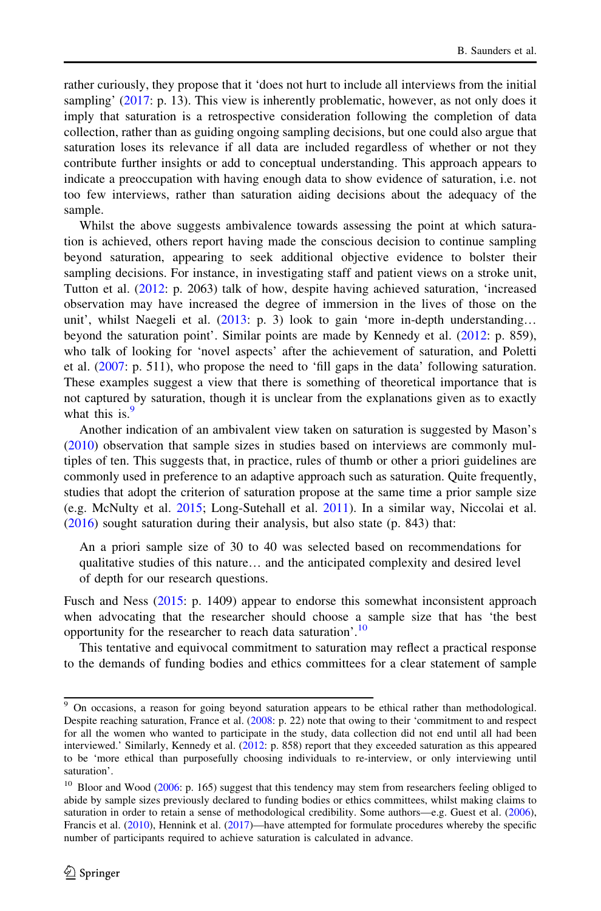rather curiously, they propose that it 'does not hurt to include all interviews from the initial sampling' (2017: p. 13). This view is inherently problematic, however, as not only does it imply that saturation is a retrospective consideration following the completion of data collection, rather than as guiding ongoing sampling decisions, but one could also argue that saturation loses its relevance if all data are included regardless of whether or not they contribute further insights or add to conceptual understanding. This approach appears to indicate a preoccupation with having enough data to show evidence of saturation, i.e. not too few interviews, rather than saturation aiding decisions about the adequacy of the sample.

Whilst the above suggests ambivalence towards assessing the point at which saturation is achieved, others report having made the conscious decision to continue sampling beyond saturation, appearing to seek additional objective evidence to bolster their sampling decisions. For instance, in investigating staff and patient views on a stroke unit, Tutton et al. (2012: p. 2063) talk of how, despite having achieved saturation, 'increased observation may have increased the degree of immersion in the lives of those on the unit', whilst Naegeli et al. (2013: p. 3) look to gain 'more in-depth understanding… beyond the saturation point'. Similar points are made by Kennedy et al. (2012: p. 859), who talk of looking for 'novel aspects' after the achievement of saturation, and Poletti et al. (2007: p. 511), who propose the need to 'fill gaps in the data' following saturation. These examples suggest a view that there is something of theoretical importance that is not captured by saturation, though it is unclear from the explanations given as to exactly what this is.[9]

Another indication of an ambivalent view taken on saturation is suggested by Mason's (2010) observation that sample sizes in studies based on interviews are commonly multiples of ten. This suggests that, in practice, rules of thumb or other a priori guidelines are commonly used in preference to an adaptive approach such as saturation. Quite frequently, studies that adopt the criterion of saturation propose at the same time a prior sample size (e.g. McNulty et al. 2015; Long-Sutehall et al. 2011). In a similar way, Niccolai et al. (2016) sought saturation during their analysis, but also state (p. 843) that:

> An a priori sample size of 30 to 40 was selected based on recommendations for qualitative studies of this nature… and the anticipated complexity and desired level of depth for our research questions.

Fusch and Ness (2015: p. 1409) appear to endorse this somewhat inconsistent approach when advocating that the researcher should choose a sample size that has 'the best opportunity for the researcher to reach data saturation'.[10]

This tentative and equivocal commitment to saturation may reflect a practical response to the demands of funding bodies and ethics committees for a clear statement of sample

---

[9] On occasions, a reason for going beyond saturation appears to be ethical rather than methodological. Despite reaching saturation, France et al. (2008: p. 22) note that owing to their 'commitment to and respect for all the women who wanted to participate in the study, data collection did not end until all had been interviewed.' Similarly, Kennedy et al. (2012: p. 858) report that they exceeded saturation as this appeared to be 'more ethical than purposefully choosing individuals to re-interview, or only interviewing until saturation'.

[10] Bloor and Wood (2006: p. 165) suggest that this tendency may stem from researchers feeling obliged to abide by sample sizes previously declared to funding bodies or ethics committees, whilst making claims to saturation in order to retain a sense of methodological credibility. Some authors—e.g. Guest et al. (2006), Francis et al. (2010), Hennink et al. (2017)—have attempted for formulate procedures whereby the specific number of participants required to achieve saturation is calculated in advance.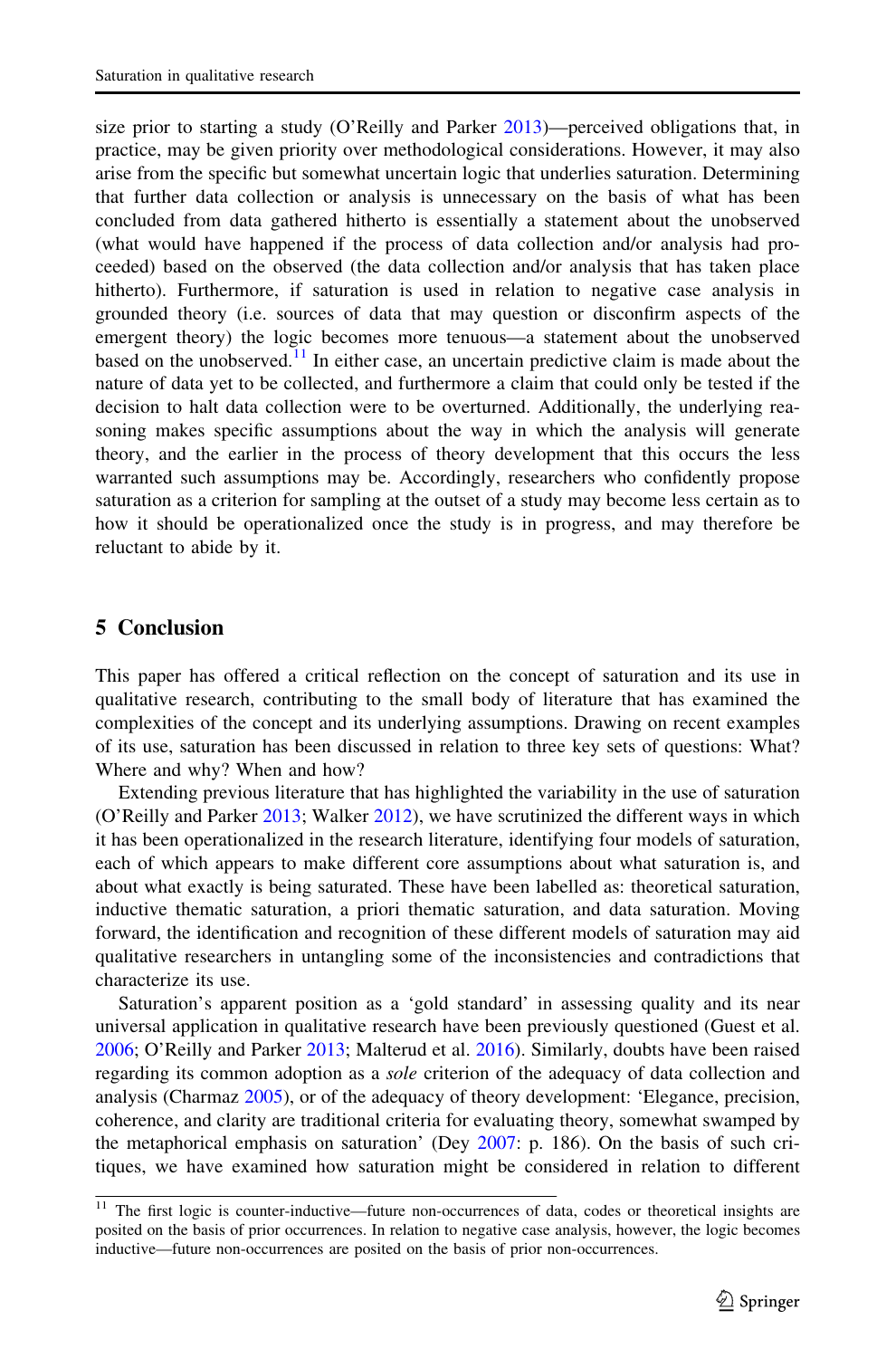size prior to starting a study (O'Reilly and Parker 2013)—perceived obligations that, in practice, may be given priority over methodological considerations. However, it may also arise from the specific but somewhat uncertain logic that underlies saturation. Determining that further data collection or analysis is unnecessary on the basis of what has been concluded from data gathered hitherto is essentially a statement about the unobserved (what would have happened if the process of data collection and/or analysis had proceeded) based on the observed (the data collection and/or analysis that has taken place hitherto). Furthermore, if saturation is used in relation to negative case analysis in grounded theory (i.e. sources of data that may question or disconfirm aspects of the emergent theory) the logic becomes more tenuous—a statement about the unobserved based on the unobserved.[11] In either case, an uncertain predictive claim is made about the nature of data yet to be collected, and furthermore a claim that could only be tested if the decision to halt data collection were to be overturned. Additionally, the underlying reasoning makes specific assumptions about the way in which the analysis will generate theory, and the earlier in the process of theory development that this occurs the less warranted such assumptions may be. Accordingly, researchers who confidently propose saturation as a criterion for sampling at the outset of a study may become less certain as to how it should be operationalized once the study is in progress, and may therefore be reluctant to abide by it.

## 5 Conclusion

This paper has offered a critical reflection on the concept of saturation and its use in qualitative research, contributing to the small body of literature that has examined the complexities of the concept and its underlying assumptions. Drawing on recent examples of its use, saturation has been discussed in relation to three key sets of questions: What? Where and why? When and how?

Extending previous literature that has highlighted the variability in the use of saturation (O'Reilly and Parker 2013; Walker 2012), we have scrutinized the different ways in which it has been operationalized in the research literature, identifying four models of saturation, each of which appears to make different core assumptions about what saturation is, and about what exactly is being saturated. These have been labelled as: theoretical saturation, inductive thematic saturation, a priori thematic saturation, and data saturation. Moving forward, the identification and recognition of these different models of saturation may aid qualitative researchers in untangling some of the inconsistencies and contradictions that characterize its use.

Saturation's apparent position as a 'gold standard' in assessing quality and its near universal application in qualitative research have been previously questioned (Guest et al. 2006; O'Reilly and Parker 2013; Malterud et al. 2016). Similarly, doubts have been raised regarding its common adoption as a *sole* criterion of the adequacy of data collection and analysis (Charmaz 2005), or of the adequacy of theory development: 'Elegance, precision, coherence, and clarity are traditional criteria for evaluating theory, somewhat swamped by the metaphorical emphasis on saturation' (Dey 2007: p. 186). On the basis of such critiques, we have examined how saturation might be considered in relation to different

[11] The first logic is counter-inductive—future non-occurrences of data, codes or theoretical insights are posited on the basis of prior occurrences. In relation to negative case analysis, however, the logic becomes inductive—future non-occurrences are posited on the basis of prior non-occurrences.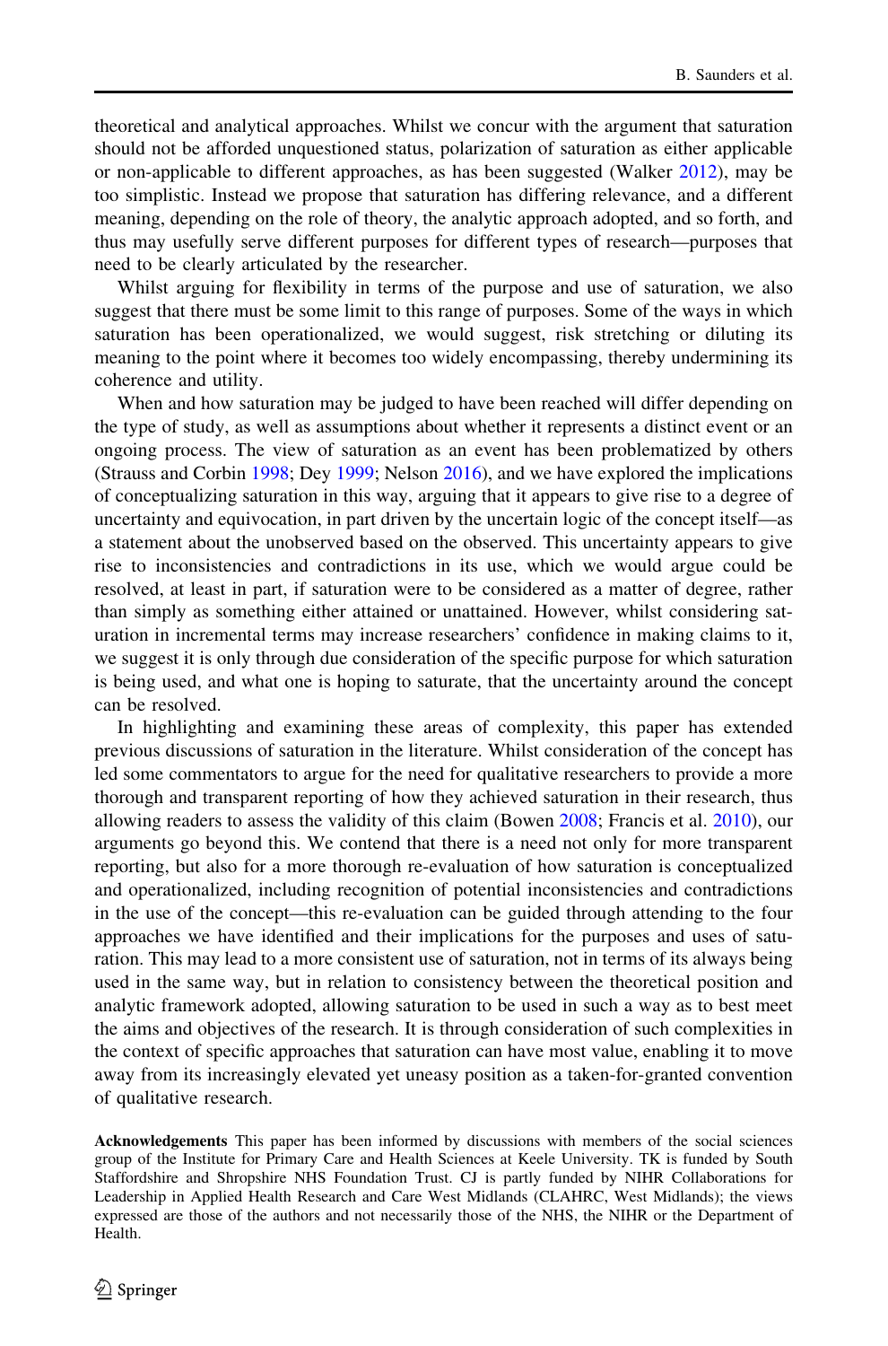theoretical and analytical approaches. Whilst we concur with the argument that saturation should not be afforded unquestioned status, polarization of saturation as either applicable or non-applicable to different approaches, as has been suggested (Walker 2012), may be too simplistic. Instead we propose that saturation has differing relevance, and a different meaning, depending on the role of theory, the analytic approach adopted, and so forth, and thus may usefully serve different purposes for different types of research—purposes that need to be clearly articulated by the researcher.

Whilst arguing for flexibility in terms of the purpose and use of saturation, we also suggest that there must be some limit to this range of purposes. Some of the ways in which saturation has been operationalized, we would suggest, risk stretching or diluting its meaning to the point where it becomes too widely encompassing, thereby undermining its coherence and utility.

When and how saturation may be judged to have been reached will differ depending on the type of study, as well as assumptions about whether it represents a distinct event or an ongoing process. The view of saturation as an event has been problematized by others (Strauss and Corbin 1998; Dey 1999; Nelson 2016), and we have explored the implications of conceptualizing saturation in this way, arguing that it appears to give rise to a degree of uncertainty and equivocation, in part driven by the uncertain logic of the concept itself—as a statement about the unobserved based on the observed. This uncertainty appears to give rise to inconsistencies and contradictions in its use, which we would argue could be resolved, at least in part, if saturation were to be considered as a matter of degree, rather than simply as something either attained or unattained. However, whilst considering saturation in incremental terms may increase researchers' confidence in making claims to it, we suggest it is only through due consideration of the specific purpose for which saturation is being used, and what one is hoping to saturate, that the uncertainty around the concept can be resolved.

In highlighting and examining these areas of complexity, this paper has extended previous discussions of saturation in the literature. Whilst consideration of the concept has led some commentators to argue for the need for qualitative researchers to provide a more thorough and transparent reporting of how they achieved saturation in their research, thus allowing readers to assess the validity of this claim (Bowen 2008; Francis et al. 2010), our arguments go beyond this. We contend that there is a need not only for more transparent reporting, but also for a more thorough re-evaluation of how saturation is conceptualized and operationalized, including recognition of potential inconsistencies and contradictions in the use of the concept—this re-evaluation can be guided through attending to the four approaches we have identified and their implications for the purposes and uses of saturation. This may lead to a more consistent use of saturation, not in terms of its always being used in the same way, but in relation to consistency between the theoretical position and analytic framework adopted, allowing saturation to be used in such a way as to best meet the aims and objectives of the research. It is through consideration of such complexities in the context of specific approaches that saturation can have most value, enabling it to move away from its increasingly elevated yet uneasy position as a taken-for-granted convention of qualitative research.

**Acknowledgements** This paper has been informed by discussions with members of the social sciences group of the Institute for Primary Care and Health Sciences at Keele University. TK is funded by South Staffordshire and Shropshire NHS Foundation Trust. CJ is partly funded by NIHR Collaborations for Leadership in Applied Health Research and Care West Midlands (CLAHRC, West Midlands); the views expressed are those of the authors and not necessarily those of the NHS, the NIHR or the Department of Health.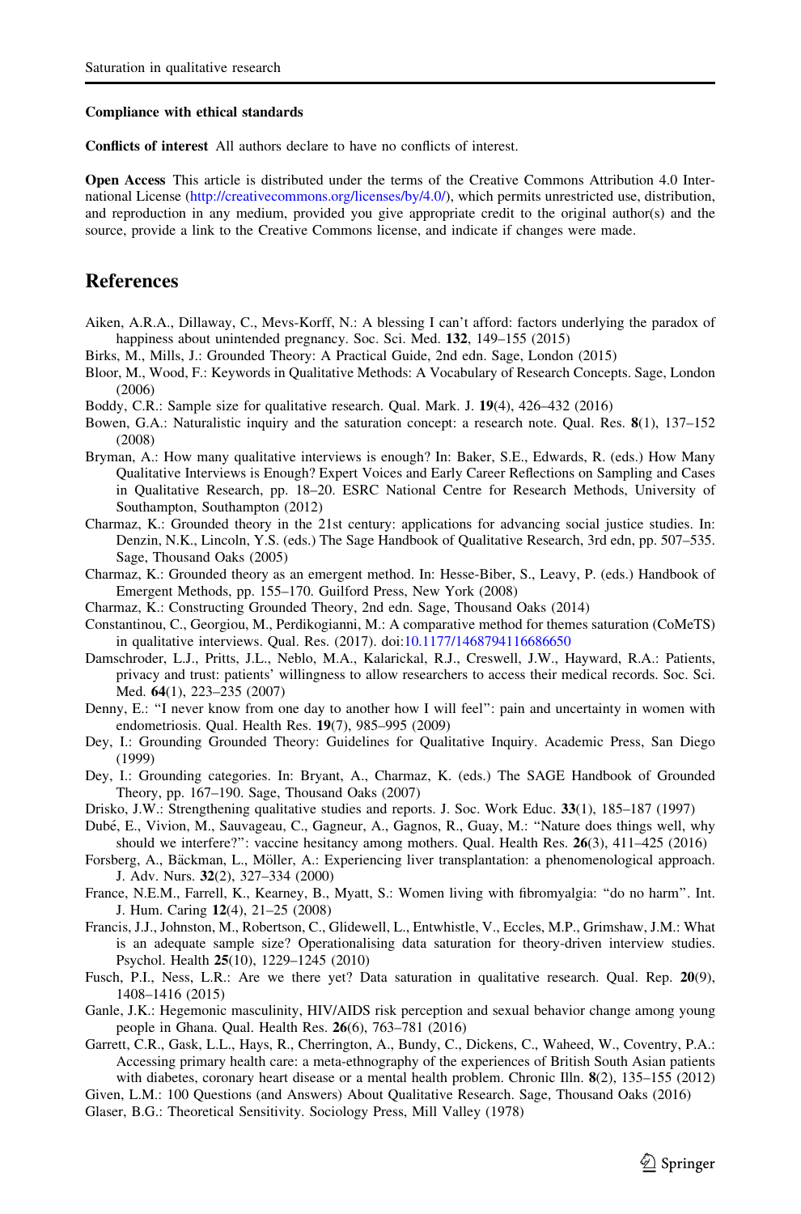**Compliance with ethical standards**

**Conflicts of interest** All authors declare to have no conflicts of interest.

**Open Access** This article is distributed under the terms of the Creative Commons Attribution 4.0 International License (http://creativecommons.org/licenses/by/4.0/), which permits unrestricted use, distribution, and reproduction in any medium, provided you give appropriate credit to the original author(s) and the source, provide a link to the Creative Commons license, and indicate if changes were made.

## References

Aiken, A.R.A., Dillaway, C., Mevs-Korff, N.: A blessing I can't afford: factors underlying the paradox of happiness about unintended pregnancy. Soc. Sci. Med. **132**, 149–155 (2015)

Birks, M., Mills, J.: Grounded Theory: A Practical Guide, 2nd edn. Sage, London (2015)

Bloor, M., Wood, F.: Keywords in Qualitative Methods: A Vocabulary of Research Concepts. Sage, London (2006)

Boddy, C.R.: Sample size for qualitative research. Qual. Mark. J. **19**(4), 426–432 (2016)

Bowen, G.A.: Naturalistic inquiry and the saturation concept: a research note. Qual. Res. **8**(1), 137–152 (2008)

Bryman, A.: How many qualitative interviews is enough? In: Baker, S.E., Edwards, R. (eds.) How Many Qualitative Interviews is Enough? Expert Voices and Early Career Reflections on Sampling and Cases in Qualitative Research, pp. 18–20. ESRC National Centre for Research Methods, University of Southampton, Southampton (2012)

Charmaz, K.: Grounded theory in the 21st century: applications for advancing social justice studies. In: Denzin, N.K., Lincoln, Y.S. (eds.) The Sage Handbook of Qualitative Research, 3rd edn, pp. 507–535. Sage, Thousand Oaks (2005)

Charmaz, K.: Grounded theory as an emergent method. In: Hesse-Biber, S., Leavy, P. (eds.) Handbook of Emergent Methods, pp. 155–170. Guilford Press, New York (2008)

Charmaz, K.: Constructing Grounded Theory, 2nd edn. Sage, Thousand Oaks (2014)

Constantinou, C., Georgiou, M., Perdikogianni, M.: A comparative method for themes saturation (CoMeTS) in qualitative interviews. Qual. Res. (2017). doi:10.1177/1468794116686650

Damschroder, L.J., Pritts, J.L., Neblo, M.A., Kalarickal, R.J., Creswell, J.W., Hayward, R.A.: Patients, privacy and trust: patients' willingness to allow researchers to access their medical records. Soc. Sci. Med. **64**(1), 223–235 (2007)

Denny, E.: "I never know from one day to another how I will feel": pain and uncertainty in women with endometriosis. Qual. Health Res. **19**(7), 985–995 (2009)

Dey, I.: Grounding Grounded Theory: Guidelines for Qualitative Inquiry. Academic Press, San Diego (1999)

Dey, I.: Grounding categories. In: Bryant, A., Charmaz, K. (eds.) The SAGE Handbook of Grounded Theory, pp. 167–190. Sage, Thousand Oaks (2007)

Drisko, J.W.: Strengthening qualitative studies and reports. J. Soc. Work Educ. **33**(1), 185–187 (1997)

Dubé, E., Vivion, M., Sauvageau, C., Gagneur, A., Gagnos, R., Guay, M.: "Nature does things well, why should we interfere?": vaccine hesitancy among mothers. Qual. Health Res. **26**(3), 411–425 (2016)

Forsberg, A., Bäckman, L., Möller, A.: Experiencing liver transplantation: a phenomenological approach. J. Adv. Nurs. **32**(2), 327–334 (2000)

France, N.E.M., Farrell, K., Kearney, B., Myatt, S.: Women living with fibromyalgia: "do no harm". Int. J. Hum. Caring **12**(4), 21–25 (2008)

Francis, J.J., Johnston, M., Robertson, C., Glidewell, L., Entwhistle, V., Eccles, M.P., Grimshaw, J.M.: What is an adequate sample size? Operationalising data saturation for theory-driven interview studies. Psychol. Health **25**(10), 1229–1245 (2010)

Fusch, P.I., Ness, L.R.: Are we there yet? Data saturation in qualitative research. Qual. Rep. **20**(9), 1408–1416 (2015)

Ganle, J.K.: Hegemonic masculinity, HIV/AIDS risk perception and sexual behavior change among young people in Ghana. Qual. Health Res. **26**(6), 763–781 (2016)

Garrett, C.R., Gask, L.L., Hays, R., Cherrington, A., Bundy, C., Dickens, C., Waheed, W., Coventry, P.A.: Accessing primary health care: a meta-ethnography of the experiences of British South Asian patients with diabetes, coronary heart disease or a mental health problem. Chronic Illn. **8**(2), 135–155 (2012)

Given, L.M.: 100 Questions (and Answers) About Qualitative Research. Sage, Thousand Oaks (2016)

Glaser, B.G.: Theoretical Sensitivity. Sociology Press, Mill Valley (1978)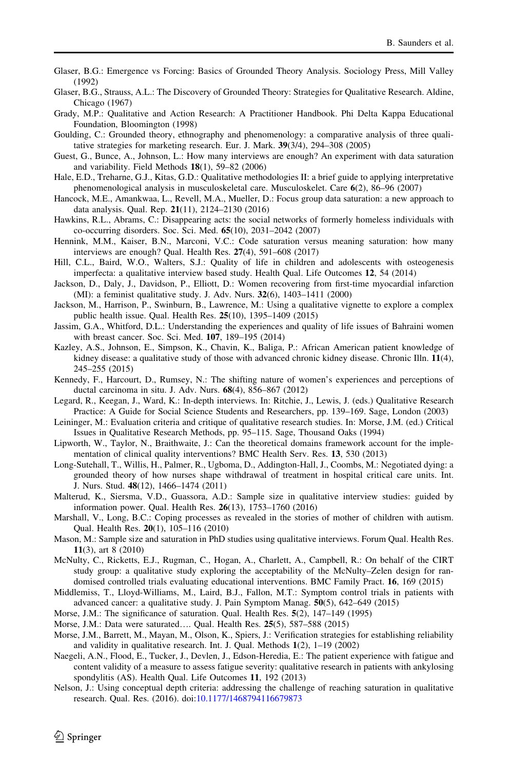Glaser, B.G.: Emergence vs Forcing: Basics of Grounded Theory Analysis. Sociology Press, Mill Valley (1992)

Glaser, B.G., Strauss, A.L.: The Discovery of Grounded Theory: Strategies for Qualitative Research. Aldine, Chicago (1967)

Grady, M.P.: Qualitative and Action Research: A Practitioner Handbook. Phi Delta Kappa Educational Foundation, Bloomington (1998)

Goulding, C.: Grounded theory, ethnography and phenomenology: a comparative analysis of three qualitative strategies for marketing research. Eur. J. Mark. **39**(3/4), 294–308 (2005)

Guest, G., Bunce, A., Johnson, L.: How many interviews are enough? An experiment with data saturation and variability. Field Methods **18**(1), 59–82 (2006)

Hale, E.D., Treharne, G.J., Kitas, G.D.: Qualitative methodologies II: a brief guide to applying interpretative phenomenological analysis in musculoskeletal care. Musculoskelet. Care **6**(2), 86–96 (2007)

Hancock, M.E., Amankwaa, L., Revell, M.A., Mueller, D.: Focus group data saturation: a new approach to data analysis. Qual. Rep. **21**(11), 2124–2130 (2016)

Hawkins, R.L., Abrams, C.: Disappearing acts: the social networks of formerly homeless individuals with co-occurring disorders. Soc. Sci. Med. **65**(10), 2031–2042 (2007)

Hennink, M.M., Kaiser, B.N., Marconi, V.C.: Code saturation versus meaning saturation: how many interviews are enough? Qual. Health Res. **27**(4), 591–608 (2017)

Hill, C.L., Baird, W.O., Walters, S.J.: Quality of life in children and adolescents with osteogenesis imperfecta: a qualitative interview based study. Health Qual. Life Outcomes **12**, 54 (2014)

Jackson, D., Daly, J., Davidson, P., Elliott, D.: Women recovering from first-time myocardial infarction (MI): a feminist qualitative study. J. Adv. Nurs. **32**(6), 1403–1411 (2000)

Jackson, M., Harrison, P., Swinburn, B., Lawrence, M.: Using a qualitative vignette to explore a complex public health issue. Qual. Health Res. **25**(10), 1395–1409 (2015)

Jassim, G.A., Whitford, D.L.: Understanding the experiences and quality of life issues of Bahraini women with breast cancer. Soc. Sci. Med. **107**, 189–195 (2014)

Kazley, A.S., Johnson, E., Simpson, K., Chavin, K., Baliga, P.: African American patient knowledge of kidney disease: a qualitative study of those with advanced chronic kidney disease. Chronic Illn. **11**(4), 245–255 (2015)

Kennedy, F., Harcourt, D., Rumsey, N.: The shifting nature of women's experiences and perceptions of ductal carcinoma in situ. J. Adv. Nurs. **68**(4), 856–867 (2012)

Legard, R., Keegan, J., Ward, K.: In-depth interviews. In: Ritchie, J., Lewis, J. (eds.) Qualitative Research Practice: A Guide for Social Science Students and Researchers, pp. 139–169. Sage, London (2003)

Leininger, M.: Evaluation criteria and critique of qualitative research studies. In: Morse, J.M. (ed.) Critical Issues in Qualitative Research Methods, pp. 95–115. Sage, Thousand Oaks (1994)

Lipworth, W., Taylor, N., Braithwaite, J.: Can the theoretical domains framework account for the implementation of clinical quality interventions? BMC Health Serv. Res. **13**, 530 (2013)

Long-Sutehall, T., Willis, H., Palmer, R., Ugboma, D., Addington-Hall, J., Coombs, M.: Negotiated dying: a grounded theory of how nurses shape withdrawal of treatment in hospital critical care units. Int. J. Nurs. Stud. **48**(12), 1466–1474 (2011)

Malterud, K., Siersma, V.D., Guassora, A.D.: Sample size in qualitative interview studies: guided by information power. Qual. Health Res. **26**(13), 1753–1760 (2016)

Marshall, V., Long, B.C.: Coping processes as revealed in the stories of mother of children with autism. Qual. Health Res. **20**(1), 105–116 (2010)

Mason, M.: Sample size and saturation in PhD studies using qualitative interviews. Forum Qual. Health Res. **11**(3), art 8 (2010)

McNulty, C., Ricketts, E.J., Rugman, C., Hogan, A., Charlett, A., Campbell, R.: On behalf of the CIRT study group: a qualitative study exploring the acceptability of the McNulty–Zelen design for randomised controlled trials evaluating educational interventions. BMC Family Pract. **16**, 169 (2015)

Middlemiss, T., Lloyd-Williams, M., Laird, B.J., Fallon, M.T.: Symptom control trials in patients with advanced cancer: a qualitative study. J. Pain Symptom Manag. **50**(5), 642–649 (2015)

Morse, J.M.: The significance of saturation. Qual. Health Res. **5**(2), 147–149 (1995)

Morse, J.M.: Data were saturated…. Qual. Health Res. **25**(5), 587–588 (2015)

Morse, J.M., Barrett, M., Mayan, M., Olson, K., Spiers, J.: Verification strategies for establishing reliability and validity in qualitative research. Int. J. Qual. Methods **1**(2), 1–19 (2002)

Naegeli, A.N., Flood, E., Tucker, J., Devlen, J., Edson-Heredia, E.: The patient experience with fatigue and content validity of a measure to assess fatigue severity: qualitative research in patients with ankylosing spondylitis (AS). Health Qual. Life Outcomes **11**, 192 (2013)

Nelson, J.: Using conceptual depth criteria: addressing the challenge of reaching saturation in qualitative research. Qual. Res. (2016). doi:10.1177/1468794116679873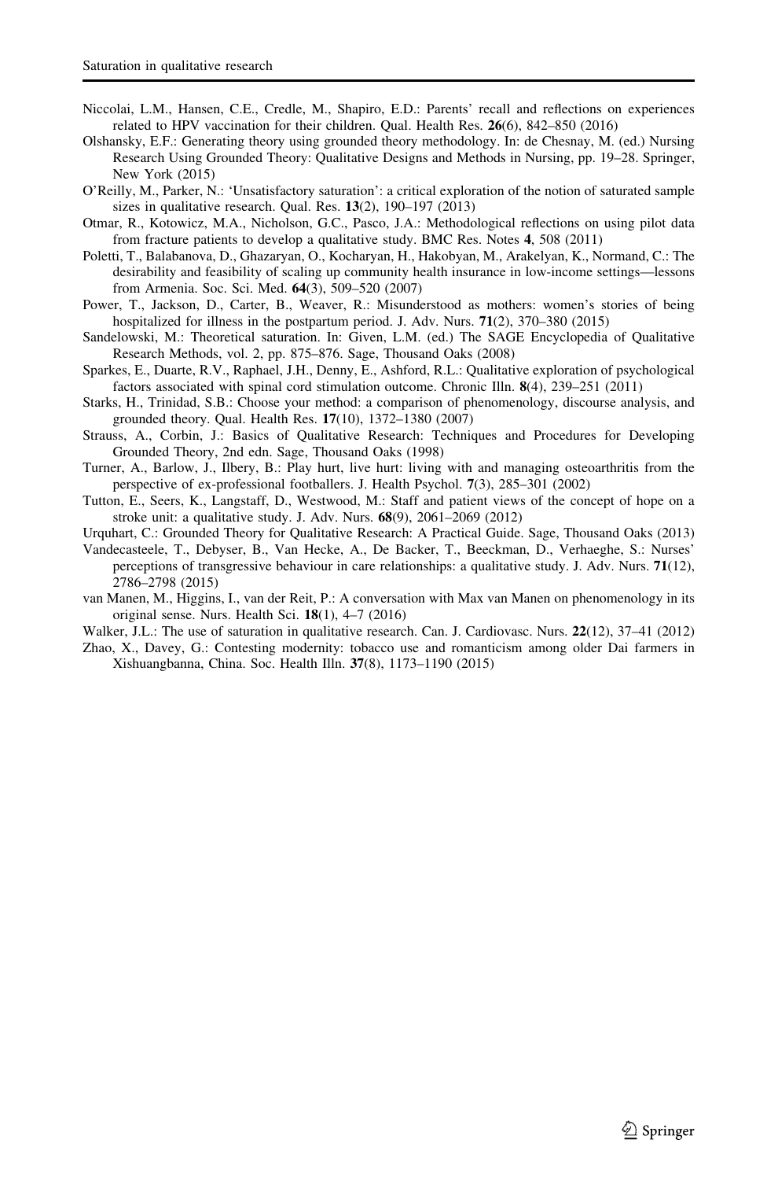Niccolai, L.M., Hansen, C.E., Credle, M., Shapiro, E.D.: Parents' recall and reflections on experiences related to HPV vaccination for their children. Qual. Health Res. **26**(6), 842–850 (2016)

Olshansky, E.F.: Generating theory using grounded theory methodology. In: de Chesnay, M. (ed.) Nursing Research Using Grounded Theory: Qualitative Designs and Methods in Nursing, pp. 19–28. Springer, New York (2015)

O'Reilly, M., Parker, N.: 'Unsatisfactory saturation': a critical exploration of the notion of saturated sample sizes in qualitative research. Qual. Res. **13**(2), 190–197 (2013)

Otmar, R., Kotowicz, M.A., Nicholson, G.C., Pasco, J.A.: Methodological reflections on using pilot data from fracture patients to develop a qualitative study. BMC Res. Notes **4**, 508 (2011)

Poletti, T., Balabanova, D., Ghazaryan, O., Kocharyan, H., Hakobyan, M., Arakelyan, K., Normand, C.: The desirability and feasibility of scaling up community health insurance in low-income settings—lessons from Armenia. Soc. Sci. Med. **64**(3), 509–520 (2007)

Power, T., Jackson, D., Carter, B., Weaver, R.: Misunderstood as mothers: women's stories of being hospitalized for illness in the postpartum period. J. Adv. Nurs. **71**(2), 370–380 (2015)

Sandelowski, M.: Theoretical saturation. In: Given, L.M. (ed.) The SAGE Encyclopedia of Qualitative Research Methods, vol. 2, pp. 875–876. Sage, Thousand Oaks (2008)

Sparkes, E., Duarte, R.V., Raphael, J.H., Denny, E., Ashford, R.L.: Qualitative exploration of psychological factors associated with spinal cord stimulation outcome. Chronic Illn. **8**(4), 239–251 (2011)

Starks, H., Trinidad, S.B.: Choose your method: a comparison of phenomenology, discourse analysis, and grounded theory. Qual. Health Res. **17**(10), 1372–1380 (2007)

Strauss, A., Corbin, J.: Basics of Qualitative Research: Techniques and Procedures for Developing Grounded Theory, 2nd edn. Sage, Thousand Oaks (1998)

Turner, A., Barlow, J., Ilbery, B.: Play hurt, live hurt: living with and managing osteoarthritis from the perspective of ex-professional footballers. J. Health Psychol. **7**(3), 285–301 (2002)

Tutton, E., Seers, K., Langstaff, D., Westwood, M.: Staff and patient views of the concept of hope on a stroke unit: a qualitative study. J. Adv. Nurs. **68**(9), 2061–2069 (2012)

Urquhart, C.: Grounded Theory for Qualitative Research: A Practical Guide. Sage, Thousand Oaks (2013)

Vandecasteele, T., Debyser, B., Van Hecke, A., De Backer, T., Beeckman, D., Verhaeghe, S.: Nurses' perceptions of transgressive behaviour in care relationships: a qualitative study. J. Adv. Nurs. **71**(12), 2786–2798 (2015)

van Manen, M., Higgins, I., van der Reit, P.: A conversation with Max van Manen on phenomenology in its original sense. Nurs. Health Sci. **18**(1), 4–7 (2016)

Walker, J.L.: The use of saturation in qualitative research. Can. J. Cardiovasc. Nurs. **22**(12), 37–41 (2012)

Zhao, X., Davey, G.: Contesting modernity: tobacco use and romanticism among older Dai farmers in Xishuangbanna, China. Soc. Health Illn. **37**(8), 1173–1190 (2015)